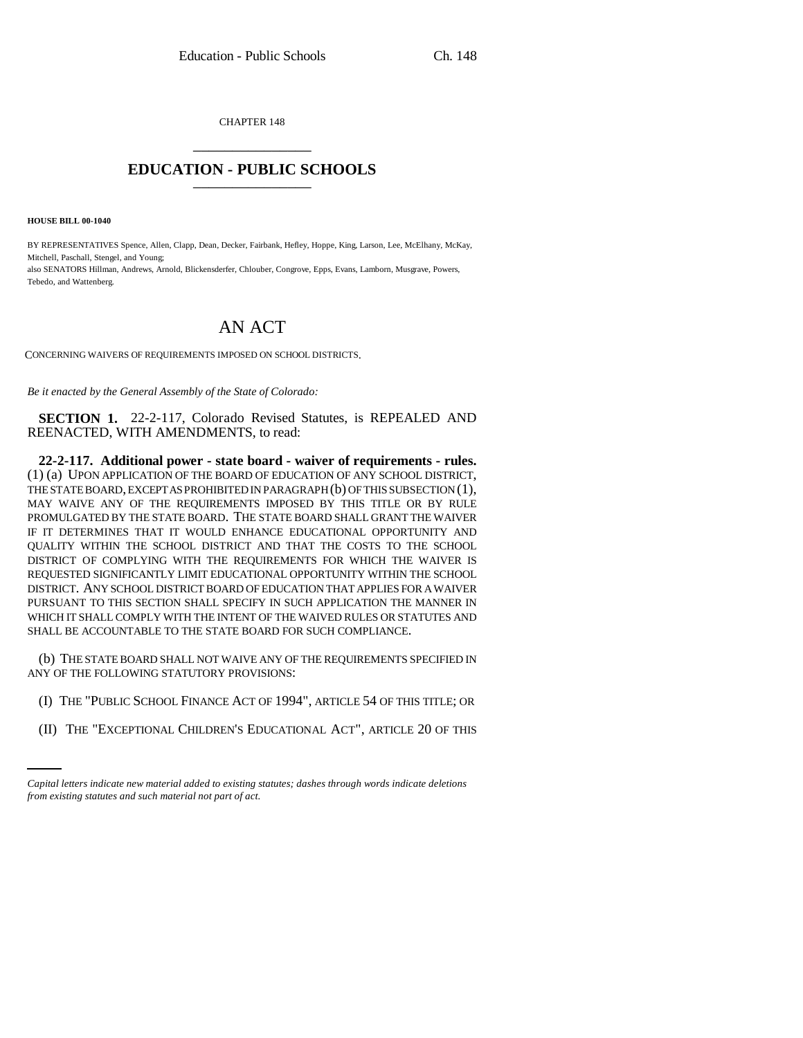CHAPTER 148

# EDUCATION - PUBLIC SCHOOLS

**HOUSE BILL 00-1040**

BY REPRESENTATIVES Spence, Allen, Clapp, Dean, Decker, Fairbank, Hefley, Hoppe, King, Larson, Lee, McElhany, McKay, Mitchell, Paschall, Stengel, and Young;
also SENATORS Hillman, Andrews, Arnold, Blickensderfer, Chlouber, Congrove, Epps, Evans, Lamborn, Musgrave, Powers, Tebedo, and Wattenberg.

# AN ACT

CONCERNING WAIVERS OF REQUIREMENTS IMPOSED ON SCHOOL DISTRICTS.

*Be it enacted by the General Assembly of the State of Colorado:*

**SECTION 1.** 22-2-117, Colorado Revised Statutes, is REPEALED AND REENACTED, WITH AMENDMENTS, to read:

**22-2-117. Additional power - state board - waiver of requirements - rules.** (1) (a) UPON APPLICATION OF THE BOARD OF EDUCATION OF ANY SCHOOL DISTRICT, THE STATE BOARD, EXCEPT AS PROHIBITED IN PARAGRAPH (b) OF THIS SUBSECTION (1), MAY WAIVE ANY OF THE REQUIREMENTS IMPOSED BY THIS TITLE OR BY RULE PROMULGATED BY THE STATE BOARD. THE STATE BOARD SHALL GRANT THE WAIVER IF IT DETERMINES THAT IT WOULD ENHANCE EDUCATIONAL OPPORTUNITY AND QUALITY WITHIN THE SCHOOL DISTRICT AND THAT THE COSTS TO THE SCHOOL DISTRICT OF COMPLYING WITH THE REQUIREMENTS FOR WHICH THE WAIVER IS REQUESTED SIGNIFICANTLY LIMIT EDUCATIONAL OPPORTUNITY WITHIN THE SCHOOL DISTRICT. ANY SCHOOL DISTRICT BOARD OF EDUCATION THAT APPLIES FOR A WAIVER PURSUANT TO THIS SECTION SHALL SPECIFY IN SUCH APPLICATION THE MANNER IN WHICH IT SHALL COMPLY WITH THE INTENT OF THE WAIVED RULES OR STATUTES AND SHALL BE ACCOUNTABLE TO THE STATE BOARD FOR SUCH COMPLIANCE.

(b) THE STATE BOARD SHALL NOT WAIVE ANY OF THE REQUIREMENTS SPECIFIED IN ANY OF THE FOLLOWING STATUTORY PROVISIONS:

(I) THE "PUBLIC SCHOOL FINANCE ACT OF 1994", ARTICLE 54 OF THIS TITLE; OR

(II) THE "EXCEPTIONAL CHILDREN'S EDUCATIONAL ACT", ARTICLE 20 OF THIS

*Capital letters indicate new material added to existing statutes; dashes through words indicate deletions from existing statutes and such material not part of act.*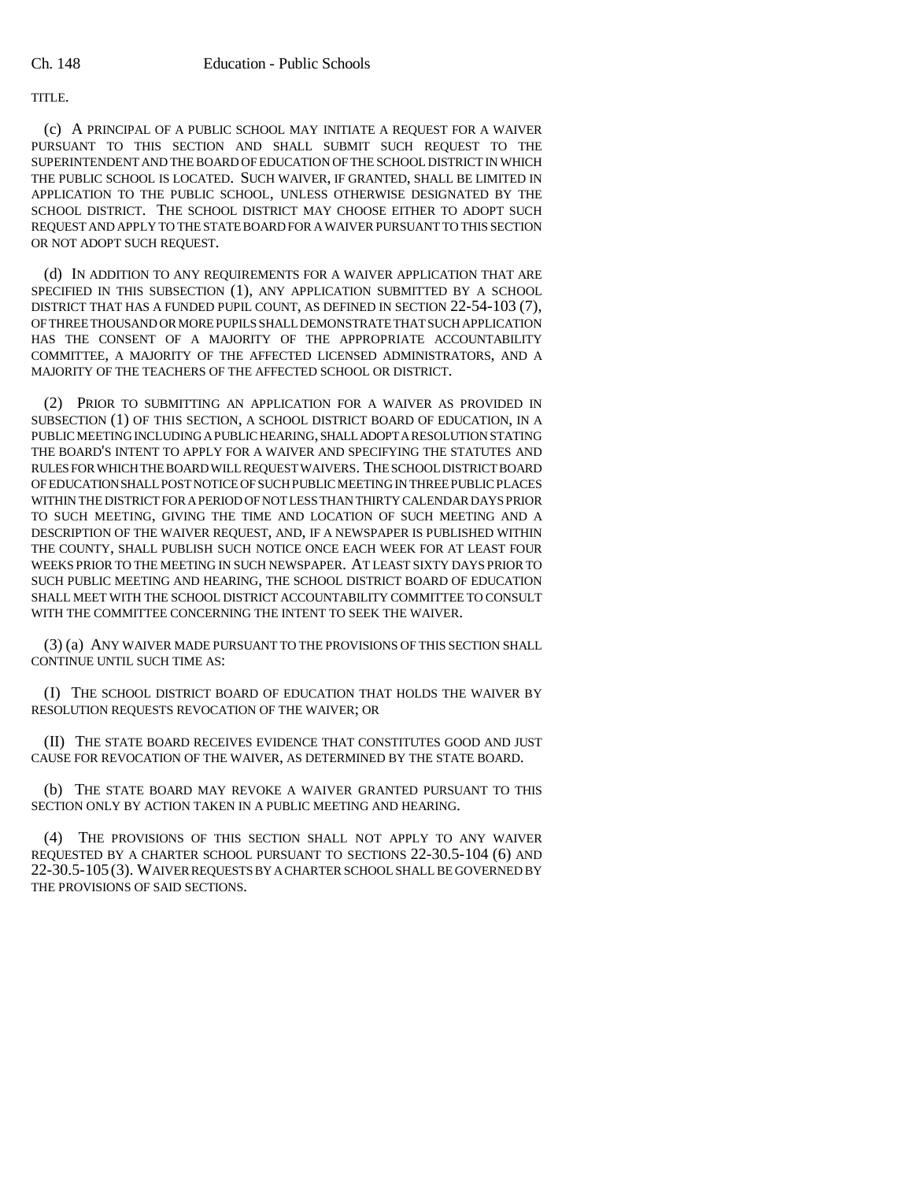TITLE.

(c) A PRINCIPAL OF A PUBLIC SCHOOL MAY INITIATE A REQUEST FOR A WAIVER PURSUANT TO THIS SECTION AND SHALL SUBMIT SUCH REQUEST TO THE SUPERINTENDENT AND THE BOARD OF EDUCATION OF THE SCHOOL DISTRICT IN WHICH THE PUBLIC SCHOOL IS LOCATED. SUCH WAIVER, IF GRANTED, SHALL BE LIMITED IN APPLICATION TO THE PUBLIC SCHOOL, UNLESS OTHERWISE DESIGNATED BY THE SCHOOL DISTRICT. THE SCHOOL DISTRICT MAY CHOOSE EITHER TO ADOPT SUCH REQUEST AND APPLY TO THE STATE BOARD FOR A WAIVER PURSUANT TO THIS SECTION OR NOT ADOPT SUCH REQUEST.

(d) IN ADDITION TO ANY REQUIREMENTS FOR A WAIVER APPLICATION THAT ARE SPECIFIED IN THIS SUBSECTION (1), ANY APPLICATION SUBMITTED BY A SCHOOL DISTRICT THAT HAS A FUNDED PUPIL COUNT, AS DEFINED IN SECTION 22-54-103 (7), OF THREE THOUSAND OR MORE PUPILS SHALL DEMONSTRATE THAT SUCH APPLICATION HAS THE CONSENT OF A MAJORITY OF THE APPROPRIATE ACCOUNTABILITY COMMITTEE, A MAJORITY OF THE AFFECTED LICENSED ADMINISTRATORS, AND A MAJORITY OF THE TEACHERS OF THE AFFECTED SCHOOL OR DISTRICT.

(2) PRIOR TO SUBMITTING AN APPLICATION FOR A WAIVER AS PROVIDED IN SUBSECTION (1) OF THIS SECTION, A SCHOOL DISTRICT BOARD OF EDUCATION, IN A PUBLIC MEETING INCLUDING A PUBLIC HEARING, SHALL ADOPT A RESOLUTION STATING THE BOARD'S INTENT TO APPLY FOR A WAIVER AND SPECIFYING THE STATUTES AND RULES FOR WHICH THE BOARD WILL REQUEST WAIVERS. THE SCHOOL DISTRICT BOARD OF EDUCATION SHALL POST NOTICE OF SUCH PUBLIC MEETING IN THREE PUBLIC PLACES WITHIN THE DISTRICT FOR A PERIOD OF NOT LESS THAN THIRTY CALENDAR DAYS PRIOR TO SUCH MEETING, GIVING THE TIME AND LOCATION OF SUCH MEETING AND A DESCRIPTION OF THE WAIVER REQUEST, AND, IF A NEWSPAPER IS PUBLISHED WITHIN THE COUNTY, SHALL PUBLISH SUCH NOTICE ONCE EACH WEEK FOR AT LEAST FOUR WEEKS PRIOR TO THE MEETING IN SUCH NEWSPAPER. AT LEAST SIXTY DAYS PRIOR TO SUCH PUBLIC MEETING AND HEARING, THE SCHOOL DISTRICT BOARD OF EDUCATION SHALL MEET WITH THE SCHOOL DISTRICT ACCOUNTABILITY COMMITTEE TO CONSULT WITH THE COMMITTEE CONCERNING THE INTENT TO SEEK THE WAIVER.

(3) (a) ANY WAIVER MADE PURSUANT TO THE PROVISIONS OF THIS SECTION SHALL CONTINUE UNTIL SUCH TIME AS:

(I) THE SCHOOL DISTRICT BOARD OF EDUCATION THAT HOLDS THE WAIVER BY RESOLUTION REQUESTS REVOCATION OF THE WAIVER; OR

(II) THE STATE BOARD RECEIVES EVIDENCE THAT CONSTITUTES GOOD AND JUST CAUSE FOR REVOCATION OF THE WAIVER, AS DETERMINED BY THE STATE BOARD.

(b) THE STATE BOARD MAY REVOKE A WAIVER GRANTED PURSUANT TO THIS SECTION ONLY BY ACTION TAKEN IN A PUBLIC MEETING AND HEARING.

(4) THE PROVISIONS OF THIS SECTION SHALL NOT APPLY TO ANY WAIVER REQUESTED BY A CHARTER SCHOOL PURSUANT TO SECTIONS 22-30.5-104 (6) AND 22-30.5-105 (3). WAIVER REQUESTS BY A CHARTER SCHOOL SHALL BE GOVERNED BY THE PROVISIONS OF SAID SECTIONS.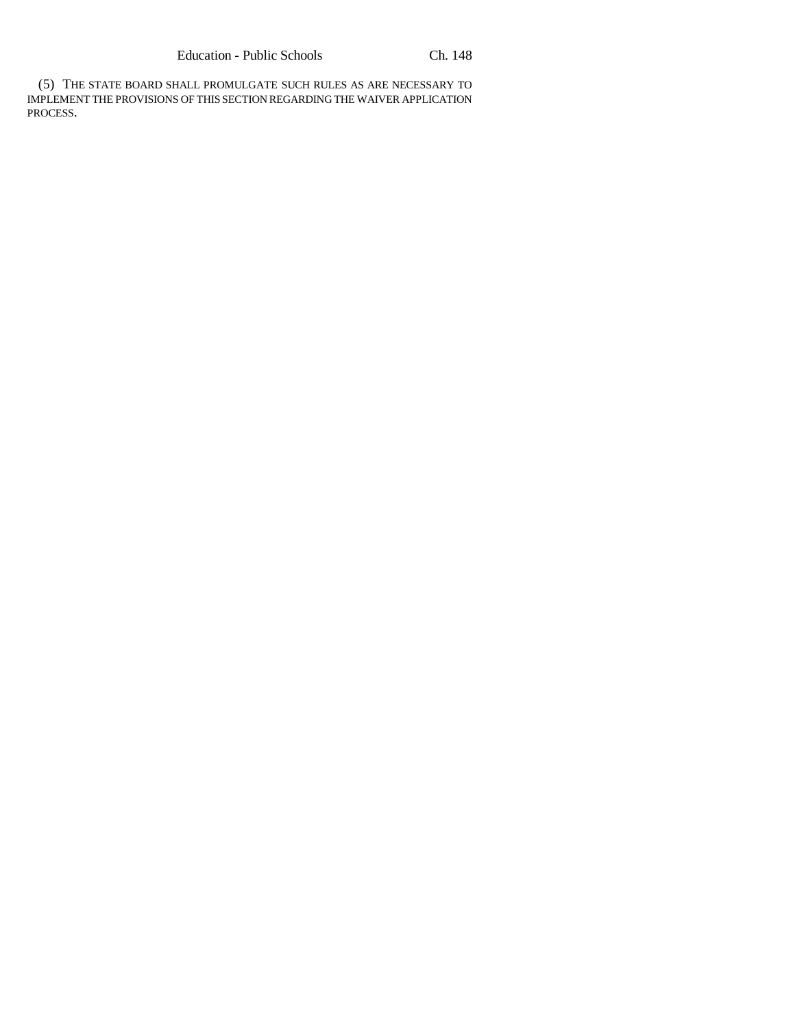(5) THE STATE BOARD SHALL PROMULGATE SUCH RULES AS ARE NECESSARY TO IMPLEMENT THE PROVISIONS OF THIS SECTION REGARDING THE WAIVER APPLICATION PROCESS.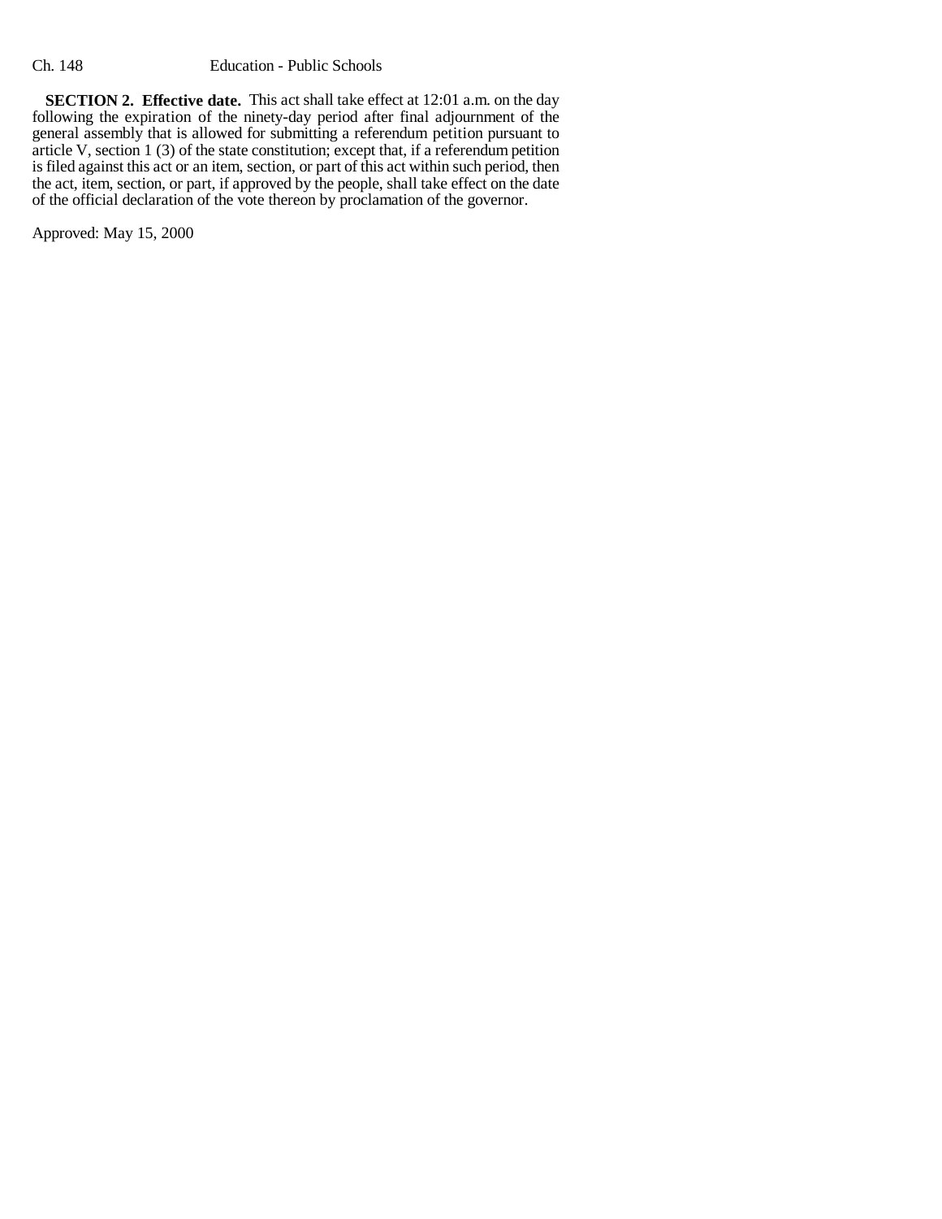**SECTION 2. Effective date.** This act shall take effect at 12:01 a.m. on the day following the expiration of the ninety-day period after final adjournment of the general assembly that is allowed for submitting a referendum petition pursuant to article V, section 1 (3) of the state constitution; except that, if a referendum petition is filed against this act or an item, section, or part of this act within such period, then the act, item, section, or part, if approved by the people, shall take effect on the date of the official declaration of the vote thereon by proclamation of the governor.

Approved: May 15, 2000